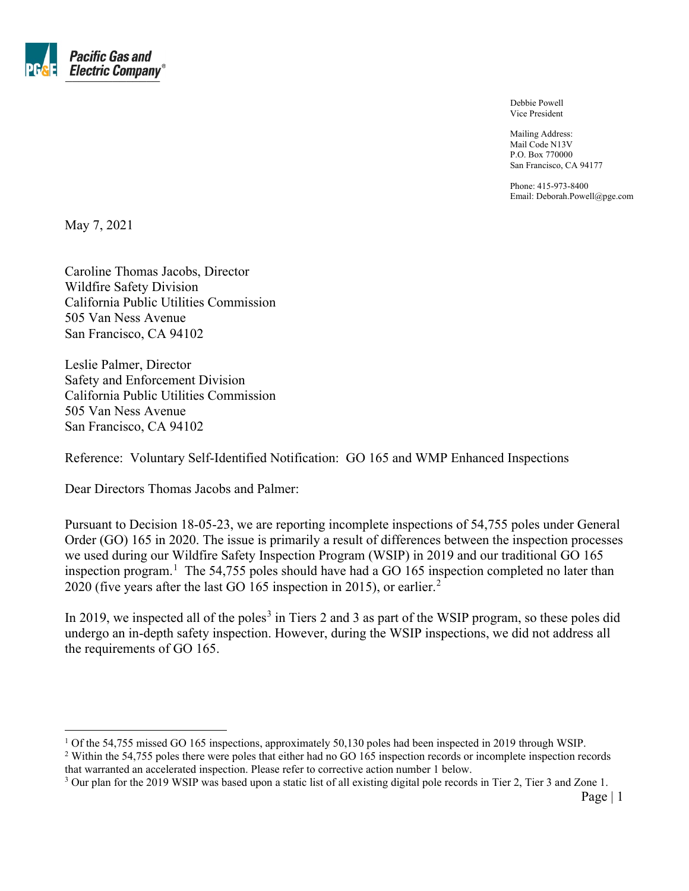**Pacific Gas and Electric Company**®

Debbie Powell
Vice President

Mailing Address:
Mail Code N13V
P.O. Box 770000
San Francisco, CA 94177

Phone: 415-973-8400
Email: Deborah.Powell@pge.com

May 7, 2021

Caroline Thomas Jacobs, Director
Wildfire Safety Division
California Public Utilities Commission
505 Van Ness Avenue
San Francisco, CA 94102

Leslie Palmer, Director
Safety and Enforcement Division
California Public Utilities Commission
505 Van Ness Avenue
San Francisco, CA 94102

Reference: Voluntary Self-Identified Notification: GO 165 and WMP Enhanced Inspections

Dear Directors Thomas Jacobs and Palmer:

Pursuant to Decision 18-05-23, we are reporting incomplete inspections of 54,755 poles under General Order (GO) 165 in 2020. The issue is primarily a result of differences between the inspection processes we used during our Wildfire Safety Inspection Program (WSIP) in 2019 and our traditional GO 165 inspection program.[1] The 54,755 poles should have had a GO 165 inspection completed no later than 2020 (five years after the last GO 165 inspection in 2015), or earlier.[2]

In 2019, we inspected all of the poles[3] in Tiers 2 and 3 as part of the WSIP program, so these poles did undergo an in-depth safety inspection. However, during the WSIP inspections, we did not address all the requirements of GO 165.

---

[1] Of the 54,755 missed GO 165 inspections, approximately 50,130 poles had been inspected in 2019 through WSIP.

[2] Within the 54,755 poles there were poles that either had no GO 165 inspection records or incomplete inspection records that warranted an accelerated inspection. Please refer to corrective action number 1 below.

[3] Our plan for the 2019 WSIP was based upon a static list of all existing digital pole records in Tier 2, Tier 3 and Zone 1.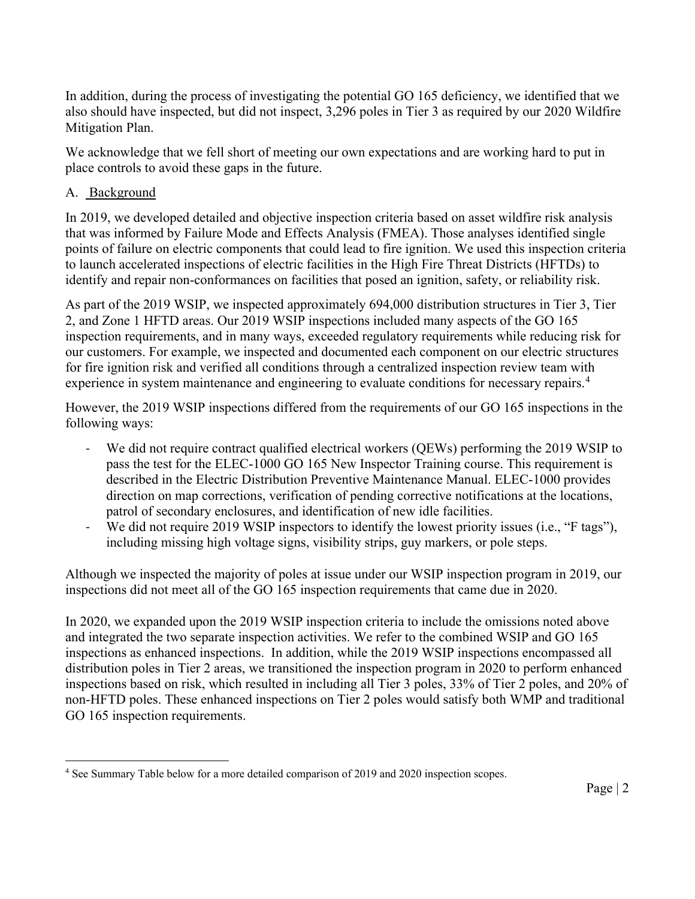In addition, during the process of investigating the potential GO 165 deficiency, we identified that we also should have inspected, but did not inspect, 3,296 poles in Tier 3 as required by our 2020 Wildfire Mitigation Plan.

We acknowledge that we fell short of meeting our own expectations and are working hard to put in place controls to avoid these gaps in the future.

## A. Background

In 2019, we developed detailed and objective inspection criteria based on asset wildfire risk analysis that was informed by Failure Mode and Effects Analysis (FMEA). Those analyses identified single points of failure on electric components that could lead to fire ignition. We used this inspection criteria to launch accelerated inspections of electric facilities in the High Fire Threat Districts (HFTDs) to identify and repair non-conformances on facilities that posed an ignition, safety, or reliability risk.

As part of the 2019 WSIP, we inspected approximately 694,000 distribution structures in Tier 3, Tier 2, and Zone 1 HFTD areas. Our 2019 WSIP inspections included many aspects of the GO 165 inspection requirements, and in many ways, exceeded regulatory requirements while reducing risk for our customers. For example, we inspected and documented each component on our electric structures for fire ignition risk and verified all conditions through a centralized inspection review team with experience in system maintenance and engineering to evaluate conditions for necessary repairs.[4]

However, the 2019 WSIP inspections differed from the requirements of our GO 165 inspections in the following ways:

- We did not require contract qualified electrical workers (QEWs) performing the 2019 WSIP to pass the test for the ELEC-1000 GO 165 New Inspector Training course. This requirement is described in the Electric Distribution Preventive Maintenance Manual. ELEC-1000 provides direction on map corrections, verification of pending corrective notifications at the locations, patrol of secondary enclosures, and identification of new idle facilities.
- We did not require 2019 WSIP inspectors to identify the lowest priority issues (i.e., "F tags"), including missing high voltage signs, visibility strips, guy markers, or pole steps.

Although we inspected the majority of poles at issue under our WSIP inspection program in 2019, our inspections did not meet all of the GO 165 inspection requirements that came due in 2020.

In 2020, we expanded upon the 2019 WSIP inspection criteria to include the omissions noted above and integrated the two separate inspection activities. We refer to the combined WSIP and GO 165 inspections as enhanced inspections. In addition, while the 2019 WSIP inspections encompassed all distribution poles in Tier 2 areas, we transitioned the inspection program in 2020 to perform enhanced inspections based on risk, which resulted in including all Tier 3 poles, 33% of Tier 2 poles, and 20% of non-HFTD poles. These enhanced inspections on Tier 2 poles would satisfy both WMP and traditional GO 165 inspection requirements.

[4] See Summary Table below for a more detailed comparison of 2019 and 2020 inspection scopes.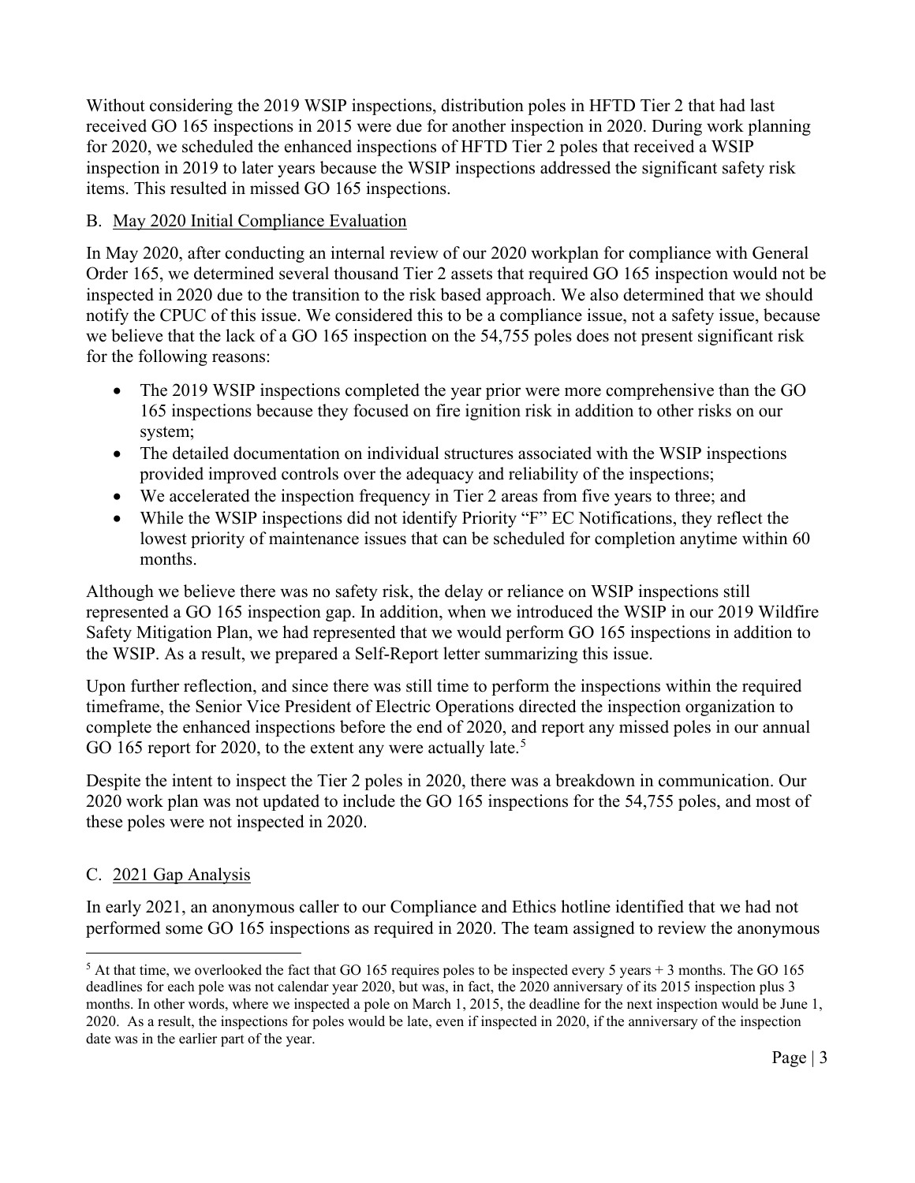Without considering the 2019 WSIP inspections, distribution poles in HFTD Tier 2 that had last received GO 165 inspections in 2015 were due for another inspection in 2020. During work planning for 2020, we scheduled the enhanced inspections of HFTD Tier 2 poles that received a WSIP inspection in 2019 to later years because the WSIP inspections addressed the significant safety risk items. This resulted in missed GO 165 inspections.

B. <u>May 2020 Initial Compliance Evaluation</u>

In May 2020, after conducting an internal review of our 2020 workplan for compliance with General Order 165, we determined several thousand Tier 2 assets that required GO 165 inspection would not be inspected in 2020 due to the transition to the risk based approach. We also determined that we should notify the CPUC of this issue. We considered this to be a compliance issue, not a safety issue, because we believe that the lack of a GO 165 inspection on the 54,755 poles does not present significant risk for the following reasons:

- The 2019 WSIP inspections completed the year prior were more comprehensive than the GO 165 inspections because they focused on fire ignition risk in addition to other risks on our system;
- The detailed documentation on individual structures associated with the WSIP inspections provided improved controls over the adequacy and reliability of the inspections;
- We accelerated the inspection frequency in Tier 2 areas from five years to three; and
- While the WSIP inspections did not identify Priority "F" EC Notifications, they reflect the lowest priority of maintenance issues that can be scheduled for completion anytime within 60 months.

Although we believe there was no safety risk, the delay or reliance on WSIP inspections still represented a GO 165 inspection gap. In addition, when we introduced the WSIP in our 2019 Wildfire Safety Mitigation Plan, we had represented that we would perform GO 165 inspections in addition to the WSIP. As a result, we prepared a Self-Report letter summarizing this issue.

Upon further reflection, and since there was still time to perform the inspections within the required timeframe, the Senior Vice President of Electric Operations directed the inspection organization to complete the enhanced inspections before the end of 2020, and report any missed poles in our annual GO 165 report for 2020, to the extent any were actually late.[5]

Despite the intent to inspect the Tier 2 poles in 2020, there was a breakdown in communication. Our 2020 work plan was not updated to include the GO 165 inspections for the 54,755 poles, and most of these poles were not inspected in 2020.

C. <u>2021 Gap Analysis</u>

In early 2021, an anonymous caller to our Compliance and Ethics hotline identified that we had not performed some GO 165 inspections as required in 2020. The team assigned to review the anonymous

[5] At that time, we overlooked the fact that GO 165 requires poles to be inspected every 5 years + 3 months. The GO 165 deadlines for each pole was not calendar year 2020, but was, in fact, the 2020 anniversary of its 2015 inspection plus 3 months. In other words, where we inspected a pole on March 1, 2015, the deadline for the next inspection would be June 1, 2020. As a result, the inspections for poles would be late, even if inspected in 2020, if the anniversary of the inspection date was in the earlier part of the year.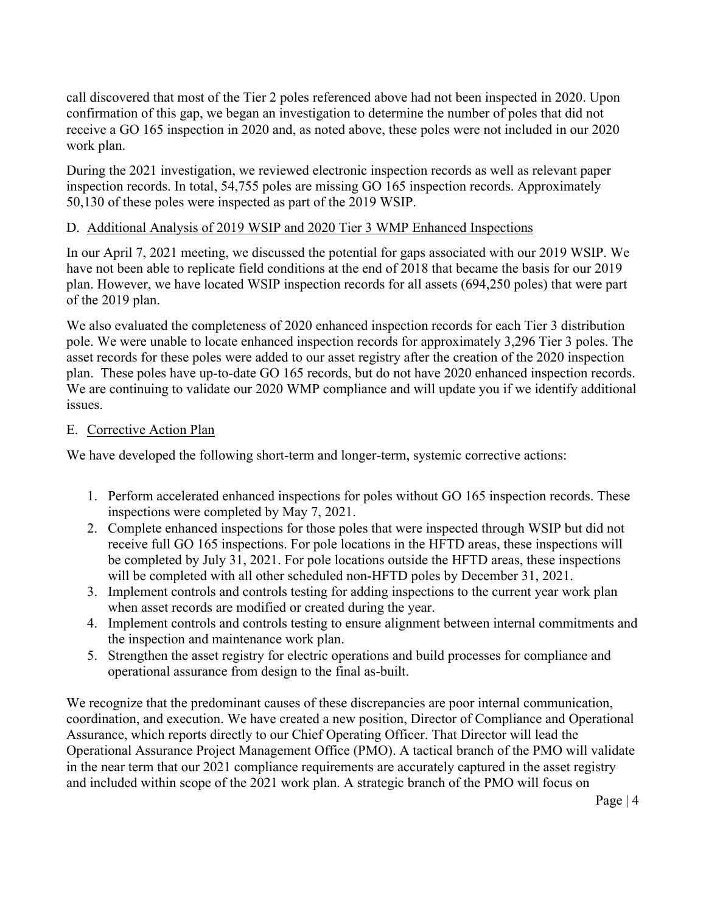call discovered that most of the Tier 2 poles referenced above had not been inspected in 2020. Upon confirmation of this gap, we began an investigation to determine the number of poles that did not receive a GO 165 inspection in 2020 and, as noted above, these poles were not included in our 2020 work plan.

During the 2021 investigation, we reviewed electronic inspection records as well as relevant paper inspection records. In total, 54,755 poles are missing GO 165 inspection records. Approximately 50,130 of these poles were inspected as part of the 2019 WSIP.

D. <u>Additional Analysis of 2019 WSIP and 2020 Tier 3 WMP Enhanced Inspections</u>

In our April 7, 2021 meeting, we discussed the potential for gaps associated with our 2019 WSIP. We have not been able to replicate field conditions at the end of 2018 that became the basis for our 2019 plan. However, we have located WSIP inspection records for all assets (694,250 poles) that were part of the 2019 plan.

We also evaluated the completeness of 2020 enhanced inspection records for each Tier 3 distribution pole. We were unable to locate enhanced inspection records for approximately 3,296 Tier 3 poles. The asset records for these poles were added to our asset registry after the creation of the 2020 inspection plan. These poles have up-to-date GO 165 records, but do not have 2020 enhanced inspection records. We are continuing to validate our 2020 WMP compliance and will update you if we identify additional issues.

E. <u>Corrective Action Plan</u>

We have developed the following short-term and longer-term, systemic corrective actions:

1. Perform accelerated enhanced inspections for poles without GO 165 inspection records. These inspections were completed by May 7, 2021.
2. Complete enhanced inspections for those poles that were inspected through WSIP but did not receive full GO 165 inspections. For pole locations in the HFTD areas, these inspections will be completed by July 31, 2021. For pole locations outside the HFTD areas, these inspections will be completed with all other scheduled non-HFTD poles by December 31, 2021.
3. Implement controls and controls testing for adding inspections to the current year work plan when asset records are modified or created during the year.
4. Implement controls and controls testing to ensure alignment between internal commitments and the inspection and maintenance work plan.
5. Strengthen the asset registry for electric operations and build processes for compliance and operational assurance from design to the final as-built.

We recognize that the predominant causes of these discrepancies are poor internal communication, coordination, and execution. We have created a new position, Director of Compliance and Operational Assurance, which reports directly to our Chief Operating Officer. That Director will lead the Operational Assurance Project Management Office (PMO). A tactical branch of the PMO will validate in the near term that our 2021 compliance requirements are accurately captured in the asset registry and included within scope of the 2021 work plan. A strategic branch of the PMO will focus on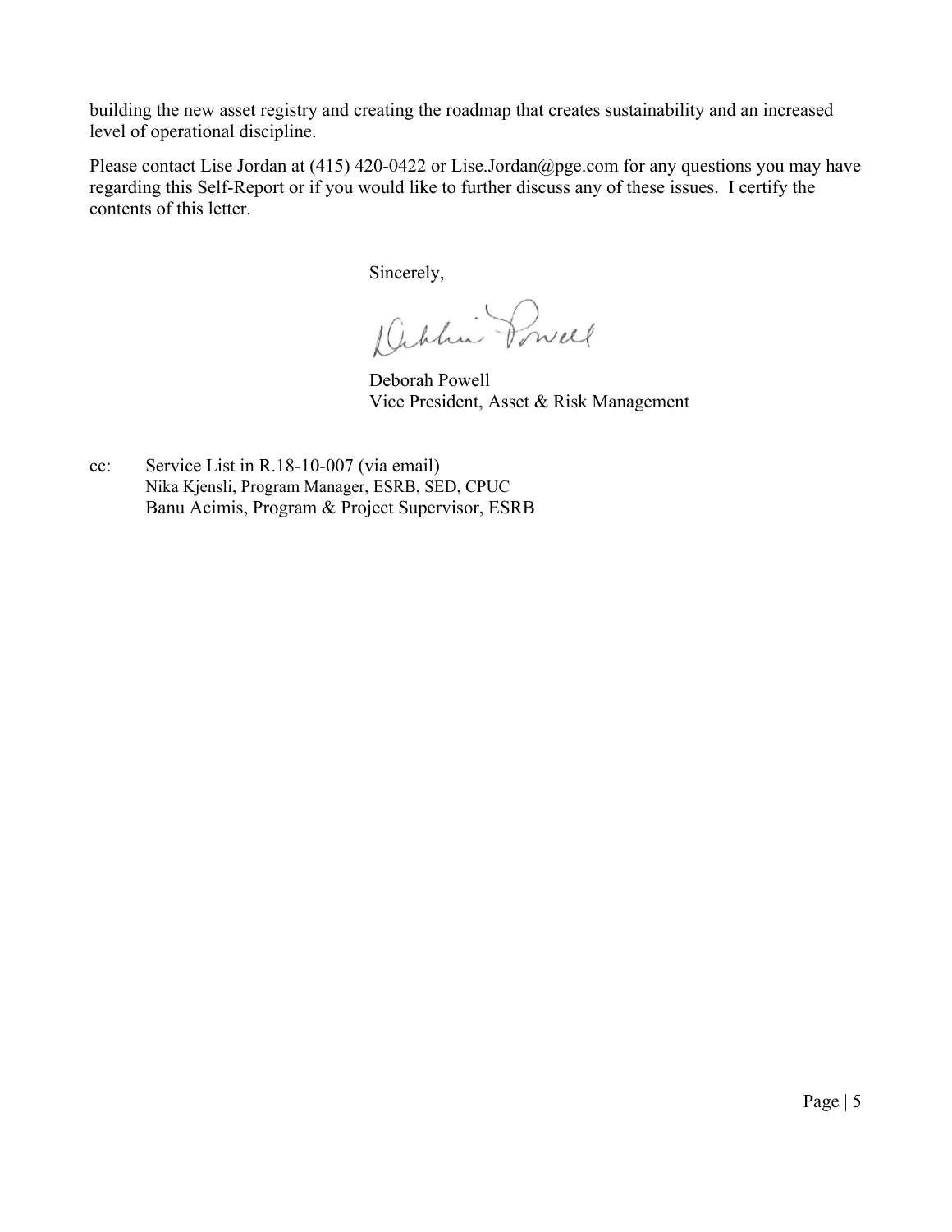building the new asset registry and creating the roadmap that creates sustainability and an increased level of operational discipline.

Please contact Lise Jordan at (415) 420-0422 or Lise.Jordan@pge.com for any questions you may have regarding this Self-Report or if you would like to further discuss any of these issues. I certify the contents of this letter.

Sincerely,

Deborah Powell
Vice President, Asset & Risk Management

cc: Service List in R.18-10-007 (via email)
Nika Kjensli, Program Manager, ESRB, SED, CPUC
Banu Acimis, Program & Project Supervisor, ESRB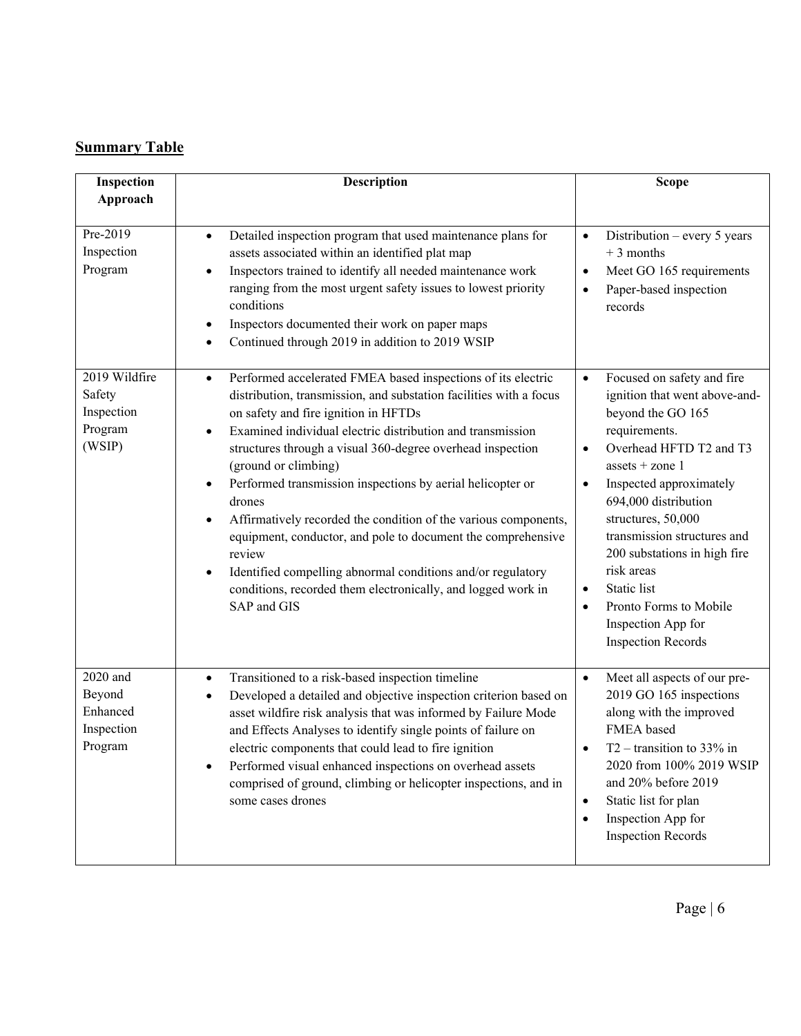## Summary Table

| Inspection Approach | Description | Scope |
|---|---|---|
| Pre-2019 Inspection Program | • Detailed inspection program that used maintenance plans for assets associated within an identified plat map<br>• Inspectors trained to identify all needed maintenance work ranging from the most urgent safety issues to lowest priority conditions<br>• Inspectors documented their work on paper maps<br>• Continued through 2019 in addition to 2019 WSIP | • Distribution – every 5 years + 3 months<br>• Meet GO 165 requirements<br>• Paper-based inspection records |
| 2019 Wildfire Safety Inspection Program (WSIP) | • Performed accelerated FMEA based inspections of its electric distribution, transmission, and substation facilities with a focus on safety and fire ignition in HFTDs<br>• Examined individual electric distribution and transmission structures through a visual 360-degree overhead inspection (ground or climbing)<br>• Performed transmission inspections by aerial helicopter or drones<br>• Affirmatively recorded the condition of the various components, equipment, conductor, and pole to document the comprehensive review<br>• Identified compelling abnormal conditions and/or regulatory conditions, recorded them electronically, and logged work in SAP and GIS | • Focused on safety and fire ignition that went above-and-beyond the GO 165 requirements.<br>• Overhead HFTD T2 and T3 assets + zone 1<br>• Inspected approximately 694,000 distribution structures, 50,000 transmission structures and 200 substations in high fire risk areas<br>• Static list<br>• Pronto Forms to Mobile Inspection App for Inspection Records |
| 2020 and Beyond Enhanced Inspection Program | • Transitioned to a risk-based inspection timeline<br>• Developed a detailed and objective inspection criterion based on asset wildfire risk analysis that was informed by Failure Mode and Effects Analyses to identify single points of failure on electric components that could lead to fire ignition<br>• Performed visual enhanced inspections on overhead assets comprised of ground, climbing or helicopter inspections, and in some cases drones | • Meet all aspects of our pre-2019 GO 165 inspections along with the improved FMEA based<br>• T2 – transition to 33% in 2020 from 100% 2019 WSIP and 20% before 2019<br>• Static list for plan<br>• Inspection App for Inspection Records |